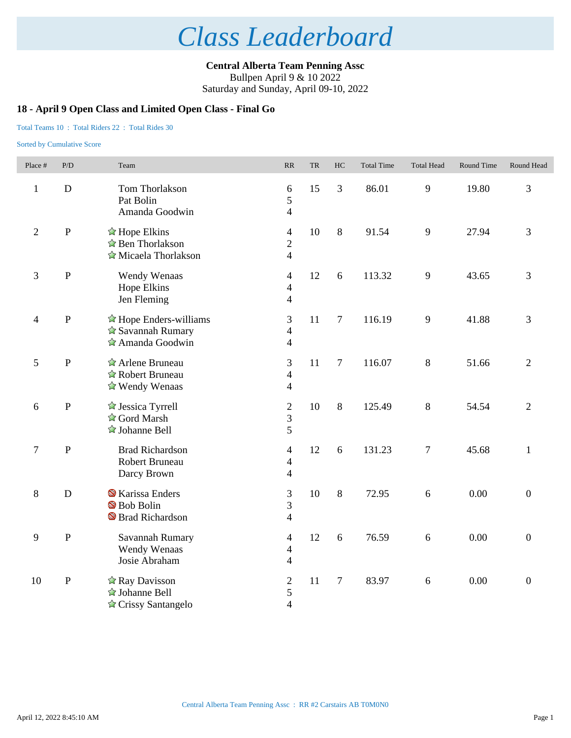# Class Leaderboard

**Central Alberta Team Penning Assc**
Bullpen April 9 & 10 2022
Saturday and Sunday, April 09-10, 2022

### 18 - April 9 Open Class and Limited Open Class - Final Go

Total Teams 10 : Total Riders 22 : Total Rides 30

Sorted by Cumulative Score

| Place # | P/D | Team | RR | TR | HC | Total Time | Total Head | Round Time | Round Head |
|---|---|---|---|---|---|---|---|---|---|
| 1 | D | Tom Thorlakson<br>Pat Bolin<br>Amanda Goodwin | 6<br>5<br>4 | 15 | 3 | 86.01 | 9 | 19.80 | 3 |
| 2 | P | Hope Elkins<br>Ben Thorlakson<br>Micaela Thorlakson | 4<br>2<br>4 | 10 | 8 | 91.54 | 9 | 27.94 | 3 |
| 3 | P | Wendy Wenaas<br>Hope Elkins<br>Jen Fleming | 4<br>4<br>4 | 12 | 6 | 113.32 | 9 | 43.65 | 3 |
| 4 | P | Hope Enders-williams<br>Savannah Rumary<br>Amanda Goodwin | 3<br>4<br>4 | 11 | 7 | 116.19 | 9 | 41.88 | 3 |
| 5 | P | Arlene Bruneau<br>Robert Bruneau<br>Wendy Wenaas | 3<br>4<br>4 | 11 | 7 | 116.07 | 8 | 51.66 | 2 |
| 6 | P | Jessica Tyrrell<br>Gord Marsh<br>Johanne Bell | 2<br>3<br>5 | 10 | 8 | 125.49 | 8 | 54.54 | 2 |
| 7 | P | Brad Richardson<br>Robert Bruneau<br>Darcy Brown | 4<br>4<br>4 | 12 | 6 | 131.23 | 7 | 45.68 | 1 |
| 8 | D | Karissa Enders<br>Bob Bolin<br>Brad Richardson | 3<br>3<br>4 | 10 | 8 | 72.95 | 6 | 0.00 | 0 |
| 9 | P | Savannah Rumary<br>Wendy Wenaas<br>Josie Abraham | 4<br>4<br>4 | 12 | 6 | 76.59 | 6 | 0.00 | 0 |
| 10 | P | Ray Davisson<br>Johanne Bell<br>Crissy Santangelo | 2<br>5<br>4 | 11 | 7 | 83.97 | 6 | 0.00 | 0 |

Central Alberta Team Penning Assc : RR #2 Carstairs AB T0M0N0

April 12, 2022 8:45:10 AM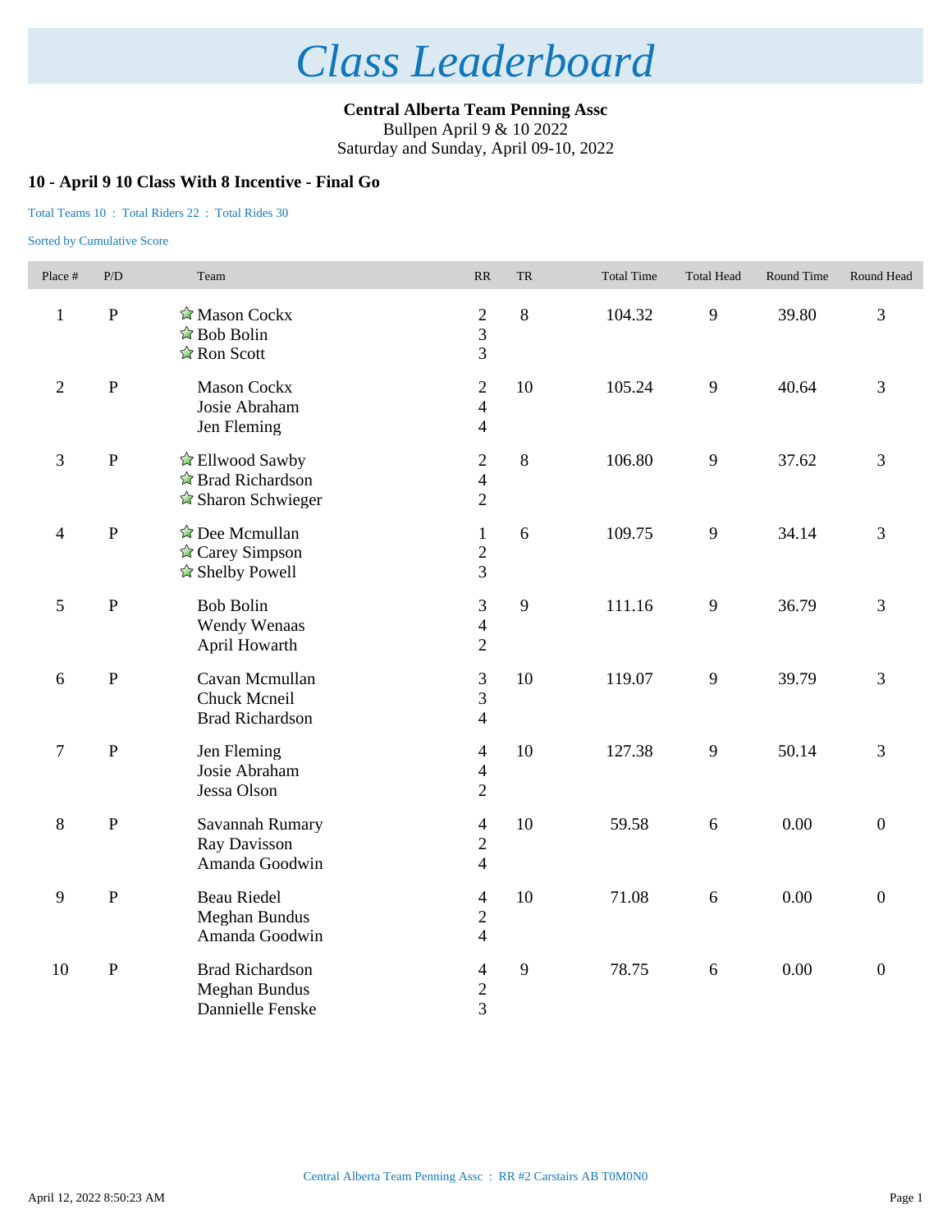# *Class Leaderboard*

**Central Alberta Team Penning Assc**
Bullpen April 9 & 10 2022
Saturday and Sunday, April 09-10, 2022

### 10 - April 9 10 Class With 8 Incentive - Final Go

Total Teams 10 : Total Riders 22 : Total Rides 30

Sorted by Cumulative Score

| Place # | P/D | Team | RR | TR | Total Time | Total Head | Round Time | Round Head |
|---|---|---|---|---|---|---|---|---|
| 1 | P | ☆ Mason Cockx<br>☆ Bob Bolin<br>☆ Ron Scott | 2<br>3<br>3 | 8 | 104.32 | 9 | 39.80 | 3 |
| 2 | P | Mason Cockx<br>Josie Abraham<br>Jen Fleming | 2<br>4<br>4 | 10 | 105.24 | 9 | 40.64 | 3 |
| 3 | P | ☆ Ellwood Sawby<br>☆ Brad Richardson<br>☆ Sharon Schwieger | 2<br>4<br>2 | 8 | 106.80 | 9 | 37.62 | 3 |
| 4 | P | ☆ Dee Mcmullan<br>☆ Carey Simpson<br>☆ Shelby Powell | 1<br>2<br>3 | 6 | 109.75 | 9 | 34.14 | 3 |
| 5 | P | Bob Bolin<br>Wendy Wenaas<br>April Howarth | 3<br>4<br>2 | 9 | 111.16 | 9 | 36.79 | 3 |
| 6 | P | Cavan Mcmullan<br>Chuck Mcneil<br>Brad Richardson | 3<br>3<br>4 | 10 | 119.07 | 9 | 39.79 | 3 |
| 7 | P | Jen Fleming<br>Josie Abraham<br>Jessa Olson | 4<br>4<br>2 | 10 | 127.38 | 9 | 50.14 | 3 |
| 8 | P | Savannah Rumary<br>Ray Davisson<br>Amanda Goodwin | 4<br>2<br>4 | 10 | 59.58 | 6 | 0.00 | 0 |
| 9 | P | Beau Riedel<br>Meghan Bundus<br>Amanda Goodwin | 4<br>2<br>4 | 10 | 71.08 | 6 | 0.00 | 0 |
| 10 | P | Brad Richardson<br>Meghan Bundus<br>Dannielle Fenske | 4<br>2<br>3 | 9 | 78.75 | 6 | 0.00 | 0 |

Central Alberta Team Penning Assc : RR #2 Carstairs AB T0M0N0

April 12, 2022 8:50:23 AM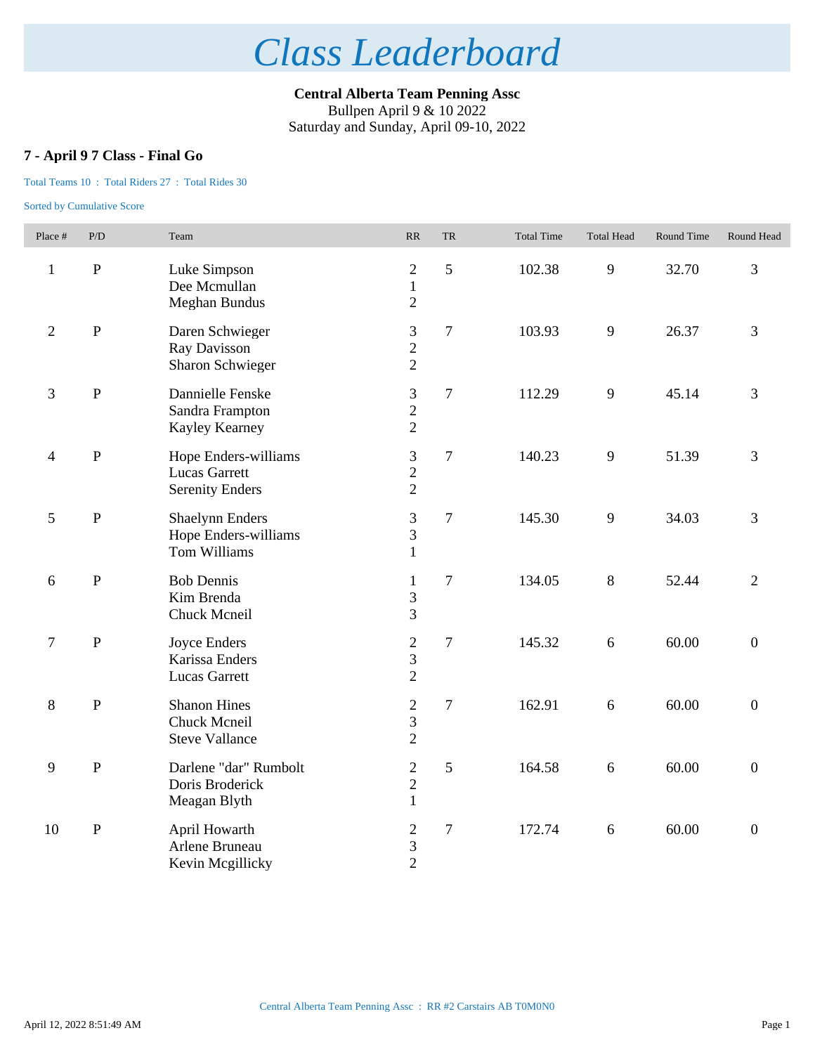# Class Leaderboard

**Central Alberta Team Penning Assc**
Bullpen April 9 & 10 2022
Saturday and Sunday, April 09-10, 2022

### 7 - April 9 7 Class - Final Go

Total Teams 10 : Total Riders 27 : Total Rides 30

Sorted by Cumulative Score

| Place # | P/D | Team | RR | TR | Total Time | Total Head | Round Time | Round Head |
|---|---|---|---|---|---|---|---|---|
| 1 | P | Luke Simpson<br>Dee Mcmullan<br>Meghan Bundus | 2<br>1<br>2 | 5 | 102.38 | 9 | 32.70 | 3 |
| 2 | P | Daren Schwieger<br>Ray Davisson<br>Sharon Schwieger | 3<br>2<br>2 | 7 | 103.93 | 9 | 26.37 | 3 |
| 3 | P | Dannielle Fenske<br>Sandra Frampton<br>Kayley Kearney | 3<br>2<br>2 | 7 | 112.29 | 9 | 45.14 | 3 |
| 4 | P | Hope Enders-williams<br>Lucas Garrett<br>Serenity Enders | 3<br>2<br>2 | 7 | 140.23 | 9 | 51.39 | 3 |
| 5 | P | Shaelynn Enders<br>Hope Enders-williams<br>Tom Williams | 3<br>3<br>1 | 7 | 145.30 | 9 | 34.03 | 3 |
| 6 | P | Bob Dennis<br>Kim Brenda<br>Chuck Mcneil | 1<br>3<br>3 | 7 | 134.05 | 8 | 52.44 | 2 |
| 7 | P | Joyce Enders<br>Karissa Enders<br>Lucas Garrett | 2<br>3<br>2 | 7 | 145.32 | 6 | 60.00 | 0 |
| 8 | P | Shanon Hines<br>Chuck Mcneil<br>Steve Vallance | 2<br>3<br>2 | 7 | 162.91 | 6 | 60.00 | 0 |
| 9 | P | Darlene "dar" Rumbolt<br>Doris Broderick<br>Meagan Blyth | 2<br>2<br>1 | 5 | 164.58 | 6 | 60.00 | 0 |
| 10 | P | April Howarth<br>Arlene Bruneau<br>Kevin Mcgillicky | 2<br>3<br>2 | 7 | 172.74 | 6 | 60.00 | 0 |

Central Alberta Team Penning Assc : RR #2 Carstairs AB T0M0N0

April 12, 2022 8:51:49 AM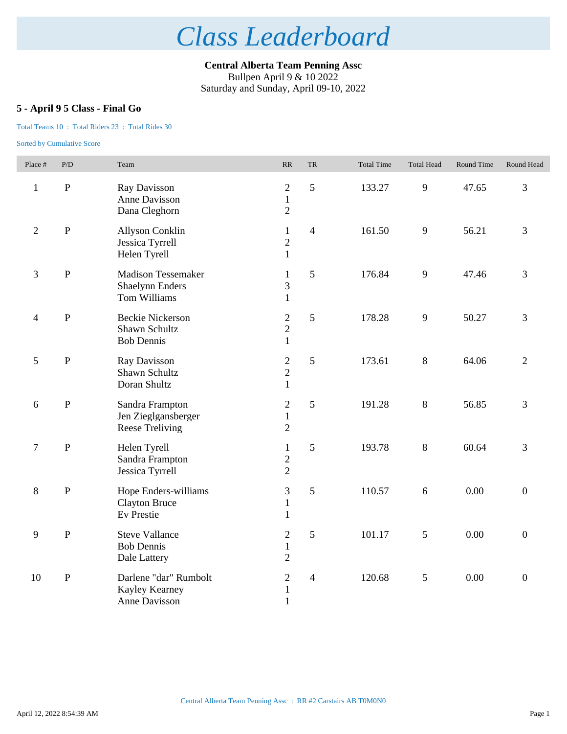# Class Leaderboard

**Central Alberta Team Penning Assc**
Bullpen April 9 & 10 2022
Saturday and Sunday, April 09-10, 2022

### 5 - April 9 5 Class - Final Go

Total Teams 10 : Total Riders 23 : Total Rides 30

Sorted by Cumulative Score

| Place # | P/D | Team | RR | TR | Total Time | Total Head | Round Time | Round Head |
|---|---|---|---|---|---|---|---|---|
| 1 | P | Ray Davisson<br>Anne Davisson<br>Dana Cleghorn | 2<br>1<br>2 | 5 | 133.27 | 9 | 47.65 | 3 |
| 2 | P | Allyson Conklin<br>Jessica Tyrrell<br>Helen Tyrell | 1<br>2<br>1 | 4 | 161.50 | 9 | 56.21 | 3 |
| 3 | P | Madison Tessemaker<br>Shaelynn Enders<br>Tom Williams | 1<br>3<br>1 | 5 | 176.84 | 9 | 47.46 | 3 |
| 4 | P | Beckie Nickerson<br>Shawn Schultz<br>Bob Dennis | 2<br>2<br>1 | 5 | 178.28 | 9 | 50.27 | 3 |
| 5 | P | Ray Davisson<br>Shawn Schultz<br>Doran Shultz | 2<br>2<br>1 | 5 | 173.61 | 8 | 64.06 | 2 |
| 6 | P | Sandra Frampton<br>Jen Zieglgansberger<br>Reese Treliving | 2<br>1<br>2 | 5 | 191.28 | 8 | 56.85 | 3 |
| 7 | P | Helen Tyrell<br>Sandra Frampton<br>Jessica Tyrrell | 1<br>2<br>2 | 5 | 193.78 | 8 | 60.64 | 3 |
| 8 | P | Hope Enders-williams<br>Clayton Bruce<br>Ev Prestie | 3<br>1<br>1 | 5 | 110.57 | 6 | 0.00 | 0 |
| 9 | P | Steve Vallance<br>Bob Dennis<br>Dale Lattery | 2<br>1<br>2 | 5 | 101.17 | 5 | 0.00 | 0 |
| 10 | P | Darlene "dar" Rumbolt<br>Kayley Kearney<br>Anne Davisson | 2<br>1<br>1 | 4 | 120.68 | 5 | 0.00 | 0 |

Central Alberta Team Penning Assc : RR #2 Carstairs AB T0M0N0

April 12, 2022 8:54:39 AM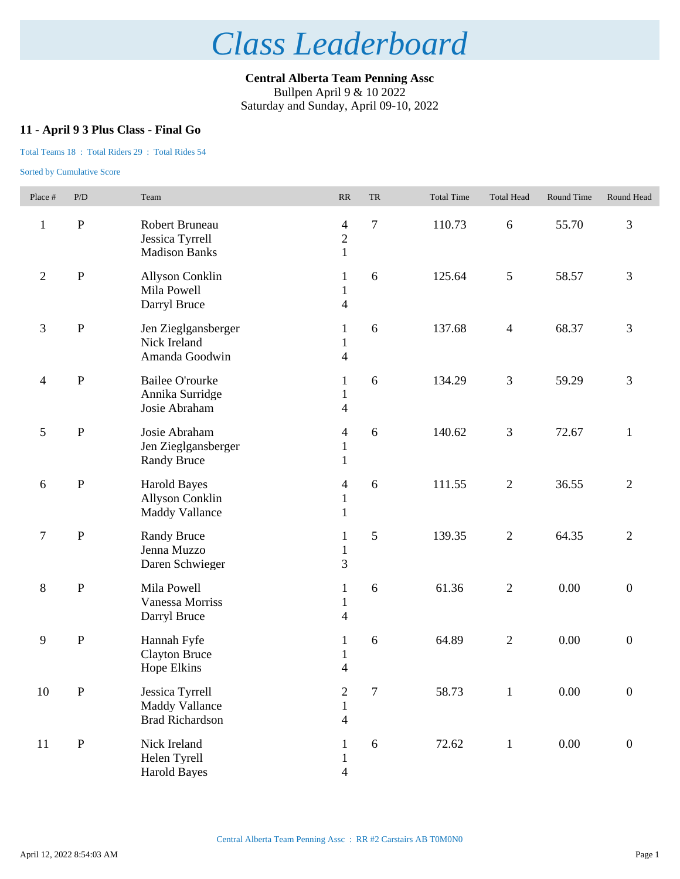# Class Leaderboard

**Central Alberta Team Penning Assc**
Bullpen April 9 & 10 2022
Saturday and Sunday, April 09-10, 2022

### 11 - April 9 3 Plus Class - Final Go

Total Teams 18 : Total Riders 29 : Total Rides 54

Sorted by Cumulative Score

| Place # | P/D | Team | RR | TR | Total Time | Total Head | Round Time | Round Head |
|---|---|---|---|---|---|---|---|---|
| 1 | P | Robert Bruneau<br>Jessica Tyrrell<br>Madison Banks | 4<br>2<br>1 | 7 | 110.73 | 6 | 55.70 | 3 |
| 2 | P | Allyson Conklin<br>Mila Powell<br>Darryl Bruce | 1<br>1<br>4 | 6 | 125.64 | 5 | 58.57 | 3 |
| 3 | P | Jen Zieglgansberger<br>Nick Ireland<br>Amanda Goodwin | 1<br>1<br>4 | 6 | 137.68 | 4 | 68.37 | 3 |
| 4 | P | Bailee O'rourke<br>Annika Surridge<br>Josie Abraham | 1<br>1<br>4 | 6 | 134.29 | 3 | 59.29 | 3 |
| 5 | P | Josie Abraham<br>Jen Zieglgansberger<br>Randy Bruce | 4<br>1<br>1 | 6 | 140.62 | 3 | 72.67 | 1 |
| 6 | P | Harold Bayes<br>Allyson Conklin<br>Maddy Vallance | 4<br>1<br>1 | 6 | 111.55 | 2 | 36.55 | 2 |
| 7 | P | Randy Bruce<br>Jenna Muzzo<br>Daren Schwieger | 1<br>1<br>3 | 5 | 139.35 | 2 | 64.35 | 2 |
| 8 | P | Mila Powell<br>Vanessa Morriss<br>Darryl Bruce | 1<br>1<br>4 | 6 | 61.36 | 2 | 0.00 | 0 |
| 9 | P | Hannah Fyfe<br>Clayton Bruce<br>Hope Elkins | 1<br>1<br>4 | 6 | 64.89 | 2 | 0.00 | 0 |
| 10 | P | Jessica Tyrrell<br>Maddy Vallance<br>Brad Richardson | 2<br>1<br>4 | 7 | 58.73 | 1 | 0.00 | 0 |
| 11 | P | Nick Ireland<br>Helen Tyrell<br>Harold Bayes | 1<br>1<br>4 | 6 | 72.62 | 1 | 0.00 | 0 |

Central Alberta Team Penning Assc : RR #2 Carstairs AB T0M0N0

April 12, 2022 8:54:03 AM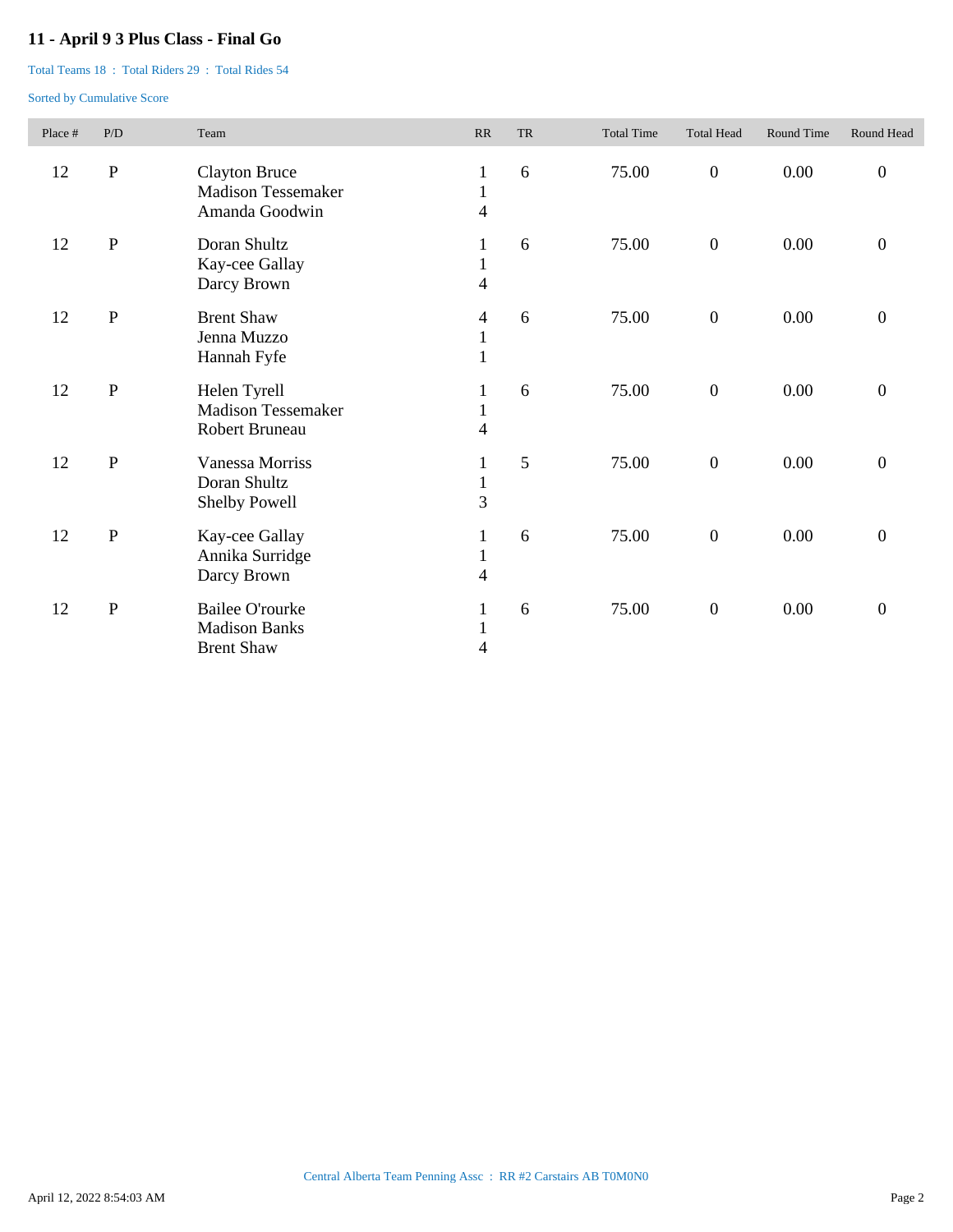# 11 - April 9 3 Plus Class - Final Go

Total Teams 18 : Total Riders 29 : Total Rides 54

Sorted by Cumulative Score

| Place # | P/D | Team | RR | TR | Total Time | Total Head | Round Time | Round Head |
|---|---|---|---|---|---|---|---|---|
| 12 | P | Clayton Bruce<br>Madison Tessemaker<br>Amanda Goodwin | 1<br>1<br>4 | 6 | 75.00 | 0 | 0.00 | 0 |
| 12 | P | Doran Shultz<br>Kay-cee Gallay<br>Darcy Brown | 1<br>1<br>4 | 6 | 75.00 | 0 | 0.00 | 0 |
| 12 | P | Brent Shaw<br>Jenna Muzzo<br>Hannah Fyfe | 4<br>1<br>1 | 6 | 75.00 | 0 | 0.00 | 0 |
| 12 | P | Helen Tyrell<br>Madison Tessemaker<br>Robert Bruneau | 1<br>1<br>4 | 6 | 75.00 | 0 | 0.00 | 0 |
| 12 | P | Vanessa Morriss<br>Doran Shultz<br>Shelby Powell | 1<br>1<br>3 | 5 | 75.00 | 0 | 0.00 | 0 |
| 12 | P | Kay-cee Gallay<br>Annika Surridge<br>Darcy Brown | 1<br>1<br>4 | 6 | 75.00 | 0 | 0.00 | 0 |
| 12 | P | Bailee O'rourke<br>Madison Banks<br>Brent Shaw | 1<br>1<br>4 | 6 | 75.00 | 0 | 0.00 | 0 |

Central Alberta Team Penning Assc : RR #2 Carstairs AB T0M0N0

April 12, 2022 8:54:03 AM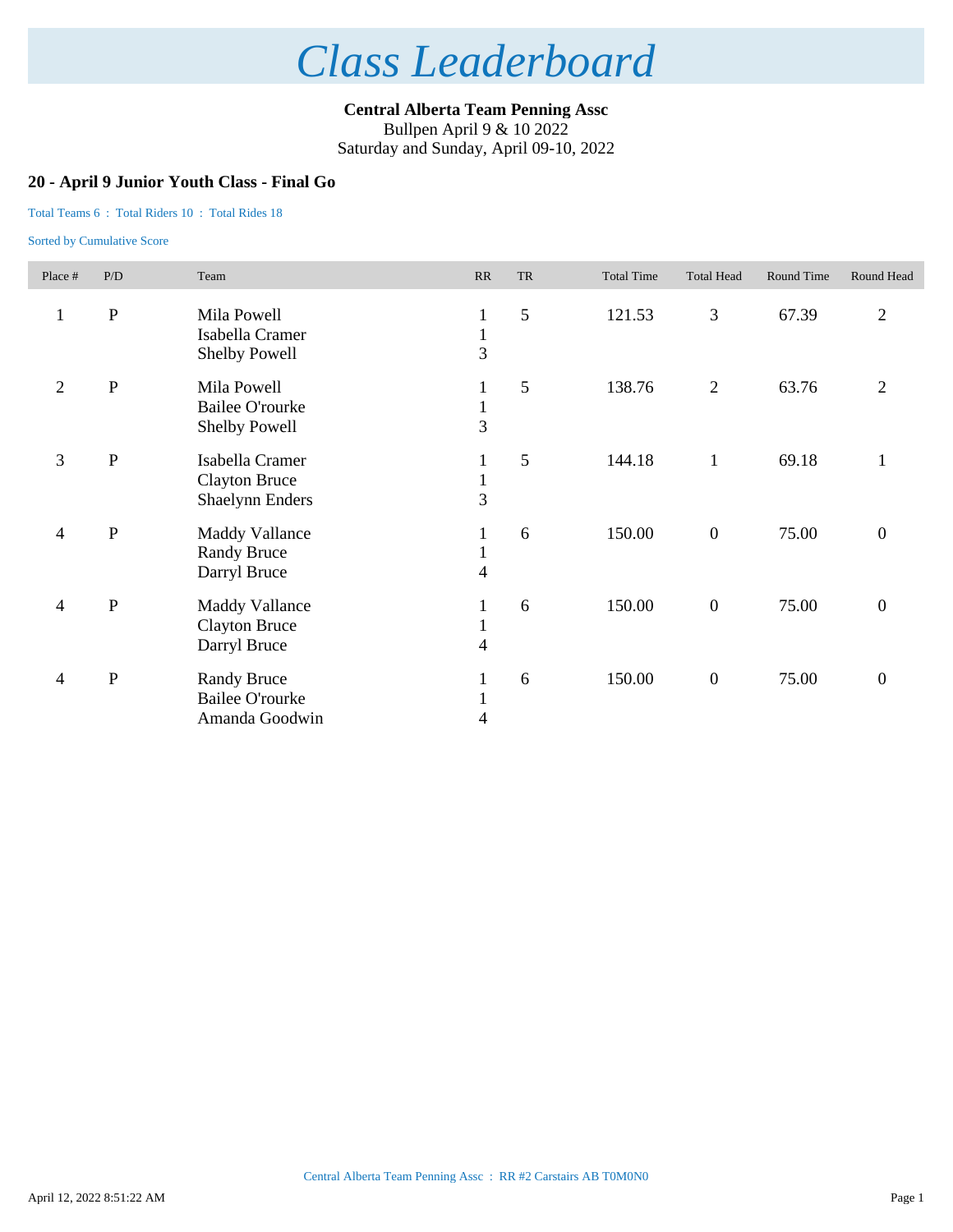# Class Leaderboard

**Central Alberta Team Penning Assc**
Bullpen April 9 & 10 2022
Saturday and Sunday, April 09-10, 2022

## 20 - April 9 Junior Youth Class - Final Go

Total Teams 6 : Total Riders 10 : Total Rides 18

Sorted by Cumulative Score

| Place # | P/D | Team | RR | TR | Total Time | Total Head | Round Time | Round Head |
|---|---|---|---|---|---|---|---|---|
| 1 | P | Mila Powell<br>Isabella Cramer<br>Shelby Powell | 1<br>1<br>3 | 5 | 121.53 | 3 | 67.39 | 2 |
| 2 | P | Mila Powell<br>Bailee O'rourke<br>Shelby Powell | 1<br>1<br>3 | 5 | 138.76 | 2 | 63.76 | 2 |
| 3 | P | Isabella Cramer<br>Clayton Bruce<br>Shaelynn Enders | 1<br>1<br>3 | 5 | 144.18 | 1 | 69.18 | 1 |
| 4 | P | Maddy Vallance<br>Randy Bruce<br>Darryl Bruce | 1<br>1<br>4 | 6 | 150.00 | 0 | 75.00 | 0 |
| 4 | P | Maddy Vallance<br>Clayton Bruce<br>Darryl Bruce | 1<br>1<br>4 | 6 | 150.00 | 0 | 75.00 | 0 |
| 4 | P | Randy Bruce<br>Bailee O'rourke<br>Amanda Goodwin | 1<br>1<br>4 | 6 | 150.00 | 0 | 75.00 | 0 |

Central Alberta Team Penning Assc : RR #2 Carstairs AB T0M0N0

April 12, 2022 8:51:22 AM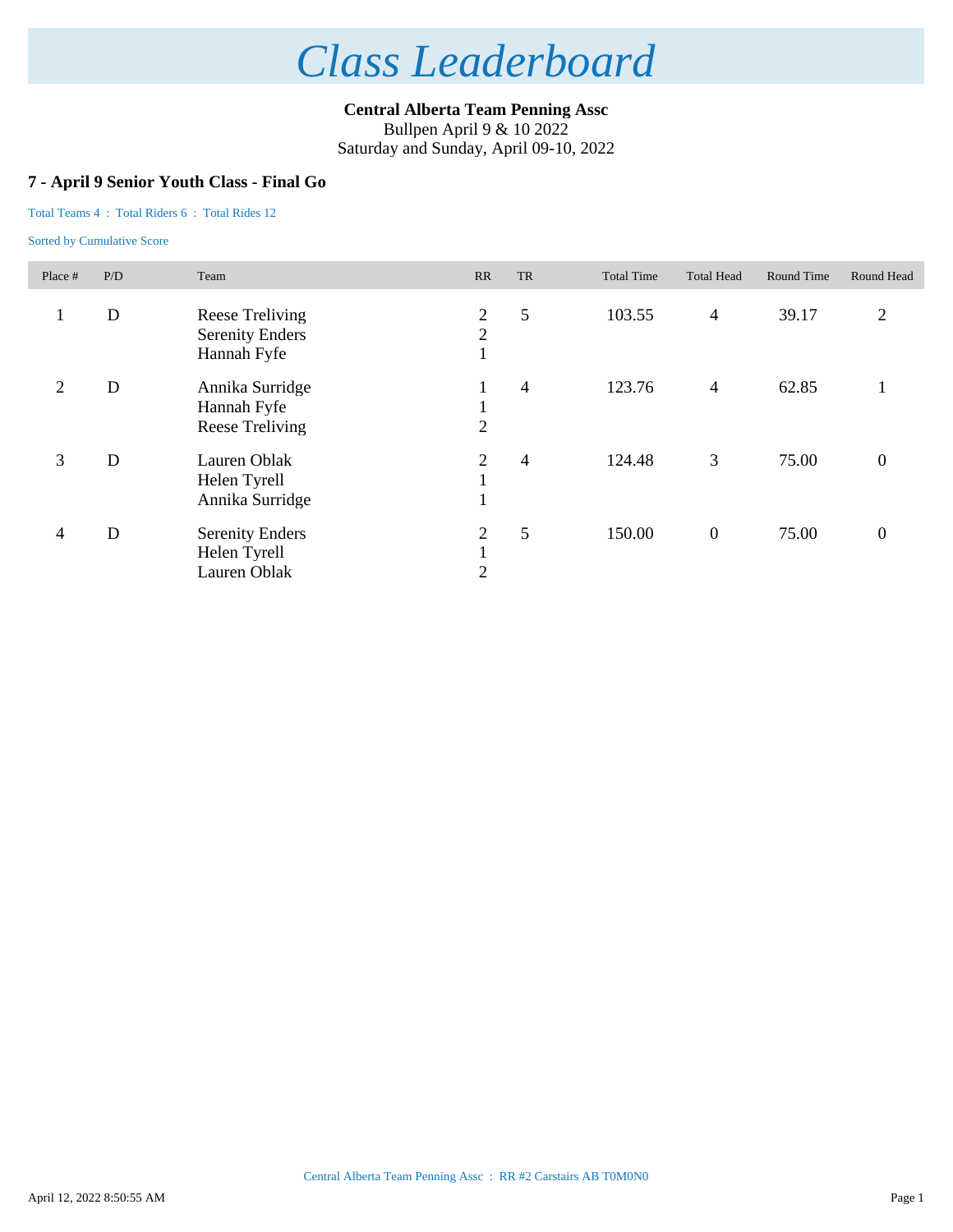# Class Leaderboard

**Central Alberta Team Penning Assc**
Bullpen April 9 & 10 2022
Saturday and Sunday, April 09-10, 2022

### 7 - April 9 Senior Youth Class - Final Go

Total Teams 4 : Total Riders 6 : Total Rides 12

Sorted by Cumulative Score

| Place # | P/D | Team | RR | TR | Total Time | Total Head | Round Time | Round Head |
|---|---|---|---|---|---|---|---|---|
| 1 | D | Reese Treliving | 2 | 5 | 103.55 | 4 | 39.17 | 2 |
| | | Serenity Enders | 2 | | | | | |
| | | Hannah Fyfe | 1 | | | | | |
| 2 | D | Annika Surridge | 1 | 4 | 123.76 | 4 | 62.85 | 1 |
| | | Hannah Fyfe | 1 | | | | | |
| | | Reese Treliving | 2 | | | | | |
| 3 | D | Lauren Oblak | 2 | 4 | 124.48 | 3 | 75.00 | 0 |
| | | Helen Tyrell | 1 | | | | | |
| | | Annika Surridge | 1 | | | | | |
| 4 | D | Serenity Enders | 2 | 5 | 150.00 | 0 | 75.00 | 0 |
| | | Helen Tyrell | 1 | | | | | |
| | | Lauren Oblak | 2 | | | | | |

Central Alberta Team Penning Assc : RR #2 Carstairs AB T0M0N0

April 12, 2022 8:50:55 AM